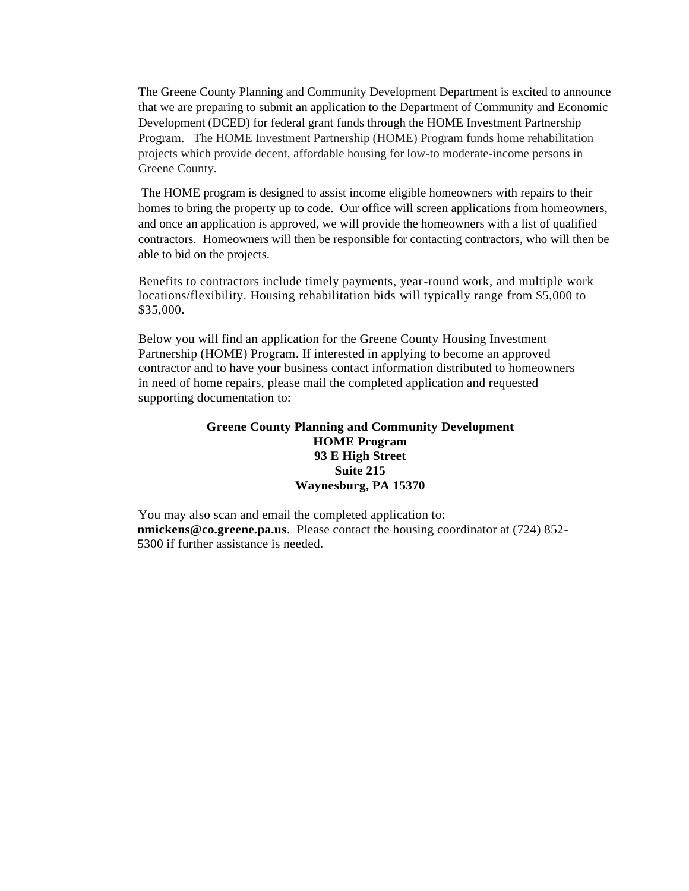The Greene County Planning and Community Development Department is excited to announce that we are preparing to submit an application to the Department of Community and Economic Development (DCED) for federal grant funds through the HOME Investment Partnership Program. The HOME Investment Partnership (HOME) Program funds home rehabilitation projects which provide decent, affordable housing for low-to moderate-income persons in Greene County.

The HOME program is designed to assist income eligible homeowners with repairs to their homes to bring the property up to code. Our office will screen applications from homeowners, and once an application is approved, we will provide the homeowners with a list of qualified contractors. Homeowners will then be responsible for contacting contractors, who will then be able to bid on the projects.

Benefits to contractors include timely payments, year-round work, and multiple work locations/flexibility. Housing rehabilitation bids will typically range from $5,000 to $35,000.

Below you will find an application for the Greene County Housing Investment Partnership (HOME) Program. If interested in applying to become an approved contractor and to have your business contact information distributed to homeowners in need of home repairs, please mail the completed application and requested supporting documentation to:

**Greene County Planning and Community Development**
**HOME Program**
**93 E High Street**
**Suite 215**
**Waynesburg, PA 15370**

You may also scan and email the completed application to: **nmickens@co.greene.pa.us**. Please contact the housing coordinator at (724) 852-5300 if further assistance is needed.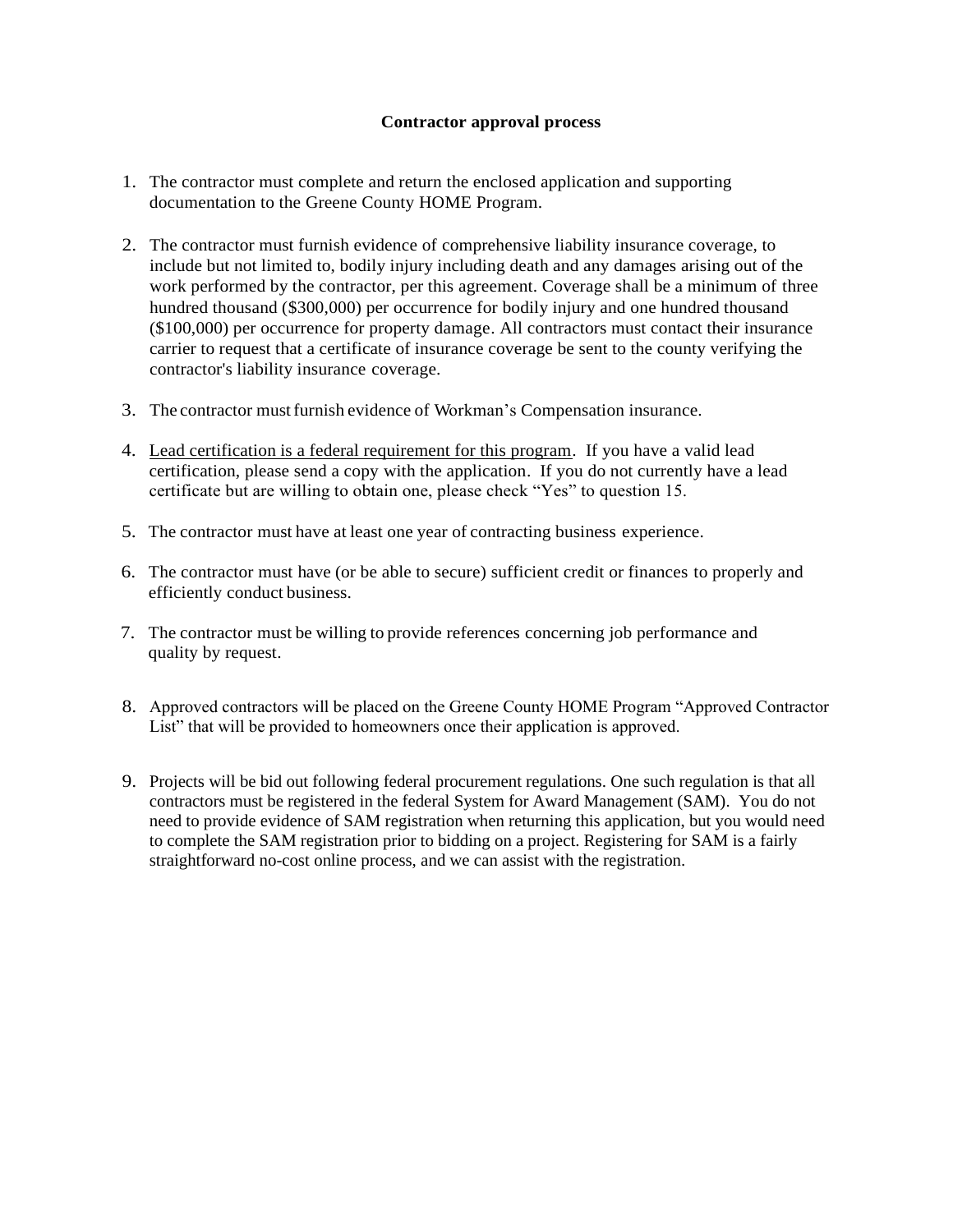**Contractor approval process**

1. The contractor must complete and return the enclosed application and supporting documentation to the Greene County HOME Program.

2. The contractor must furnish evidence of comprehensive liability insurance coverage, to include but not limited to, bodily injury including death and any damages arising out of the work performed by the contractor, per this agreement. Coverage shall be a minimum of three hundred thousand ($300,000) per occurrence for bodily injury and one hundred thousand ($100,000) per occurrence for property damage. All contractors must contact their insurance carrier to request that a certificate of insurance coverage be sent to the county verifying the contractor's liability insurance coverage.

3. The contractor must furnish evidence of Workman's Compensation insurance.

4. <u>Lead certification is a federal requirement for this program</u>. If you have a valid lead certification, please send a copy with the application. If you do not currently have a lead certificate but are willing to obtain one, please check "Yes" to question 15.

5. The contractor must have at least one year of contracting business experience.

6. The contractor must have (or be able to secure) sufficient credit or finances to properly and efficiently conduct business.

7. The contractor must be willing to provide references concerning job performance and quality by request.

8. Approved contractors will be placed on the Greene County HOME Program "Approved Contractor List" that will be provided to homeowners once their application is approved.

9. Projects will be bid out following federal procurement regulations. One such regulation is that all contractors must be registered in the federal System for Award Management (SAM). You do not need to provide evidence of SAM registration when returning this application, but you would need to complete the SAM registration prior to bidding on a project. Registering for SAM is a fairly straightforward no-cost online process, and we can assist with the registration.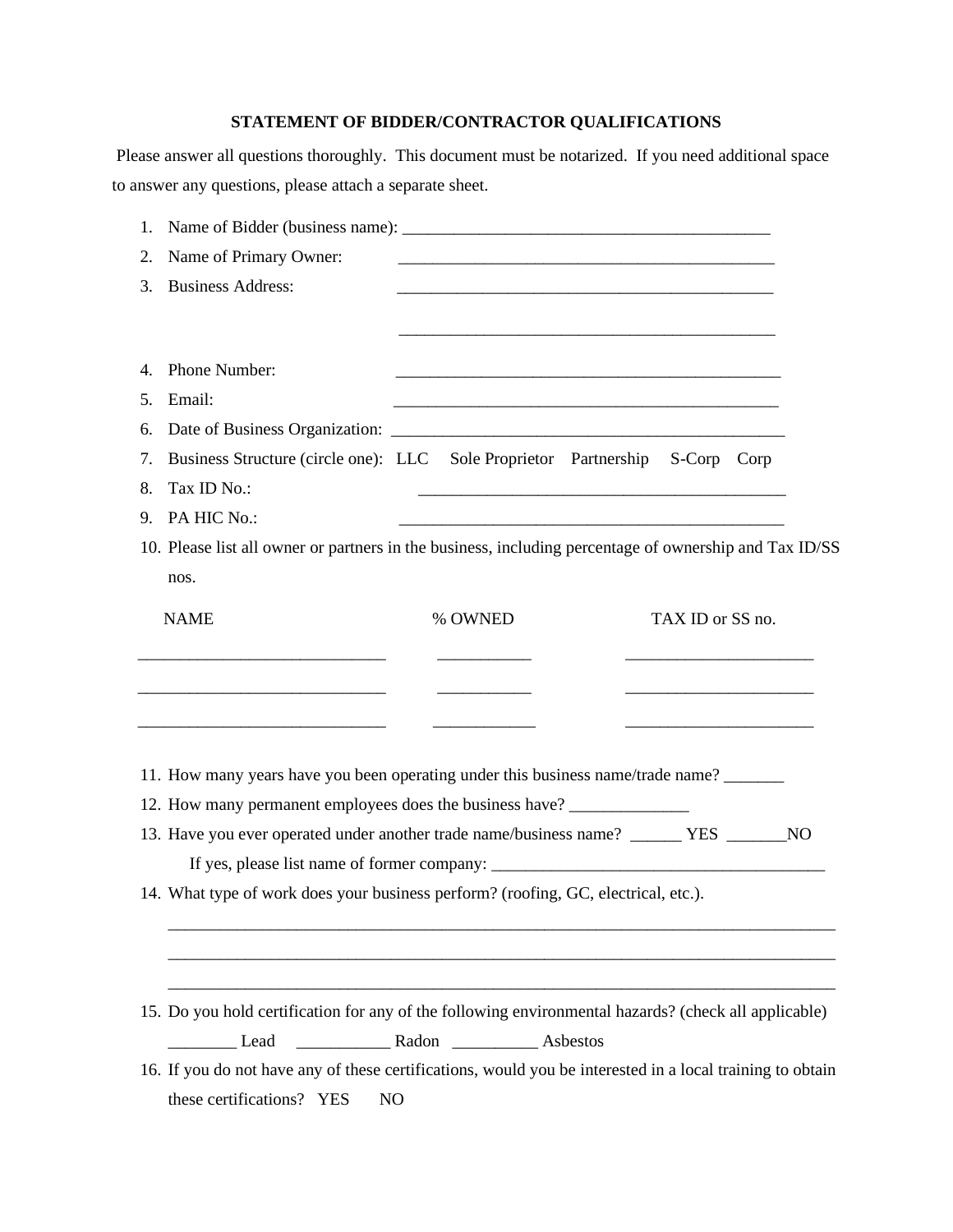# STATEMENT OF BIDDER/CONTRACTOR QUALIFICATIONS

Please answer all questions thoroughly. This document must be notarized. If you need additional space to answer any questions, please attach a separate sheet.

1. Name of Bidder (business name): _____________________________________________
2. Name of Primary Owner: _____________________________________________
3. Business Address: _____________________________________________

   _____________________________________________

4. Phone Number: _____________________________________________
5. Email: _____________________________________________
6. Date of Business Organization: _____________________________________________
7. Business Structure (circle one): LLC Sole Proprietor Partnership S-Corp Corp
8. Tax ID No.: _____________________________________________
9. PA HIC No.: _____________________________________________
10. Please list all owner or partners in the business, including percentage of ownership and Tax ID/SS nos.

| NAME | % OWNED | TAX ID or SS no. |
|---|---|---|
| _____________________________ | ___________ | ______________________ |
| _____________________________ | ___________ | ______________________ |
| _____________________________ | ___________ | ______________________ |

11. How many years have you been operating under this business name/trade name? _______
12. How many permanent employees does the business have? ______________
13. Have you ever operated under another trade name/business name? ______ YES _______NO

    If yes, please list name of former company: _______________________________________

14. What type of work does your business perform? (roofing, GC, electrical, etc.).

    _______________________________________________________________________________

    _______________________________________________________________________________

    _______________________________________________________________________________

15. Do you hold certification for any of the following environmental hazards? (check all applicable)

    ________ Lead ___________ Radon __________ Asbestos

16. If you do not have any of these certifications, would you be interested in a local training to obtain these certifications? YES NO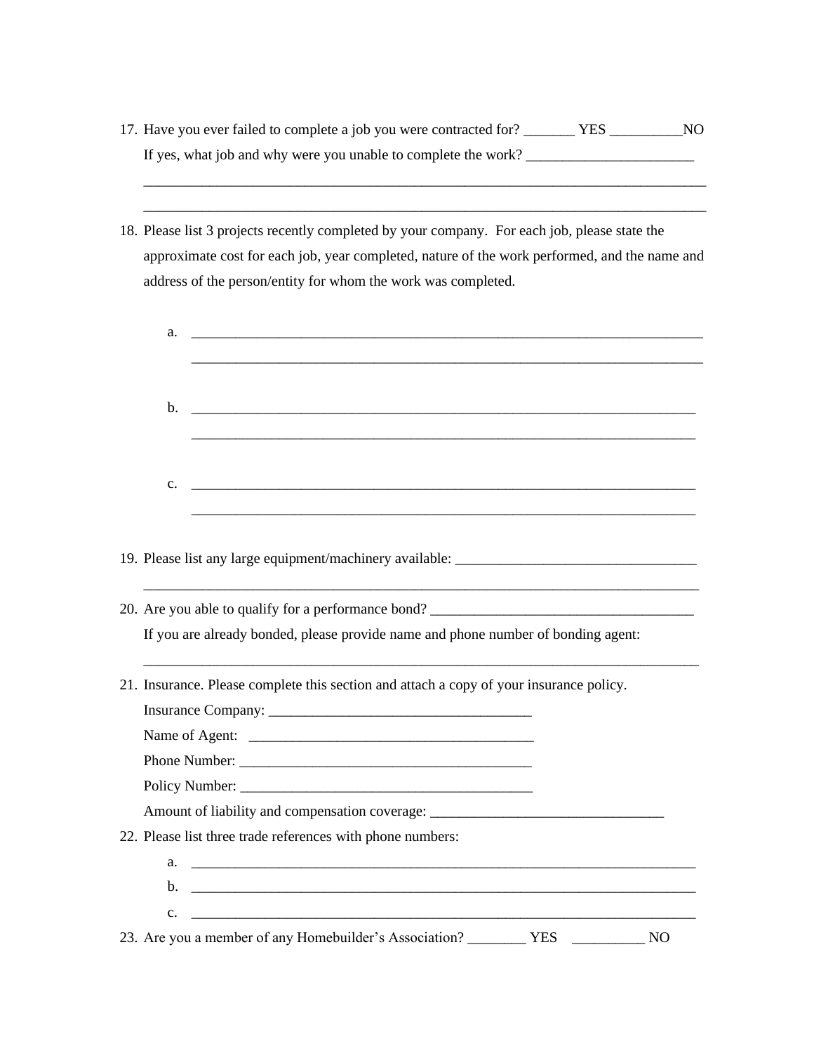17. Have you ever failed to complete a job you were contracted for? _______ YES __________NO
    If yes, what job and why were you unable to complete the work? _______________________
    ________________________________________________________________________________
    ________________________________________________________________________________

18. Please list 3 projects recently completed by your company. For each job, please state the approximate cost for each job, year completed, nature of the work performed, and the name and address of the person/entity for whom the work was completed.

    a. ________________________________________________________________________
       ________________________________________________________________________

    b. ________________________________________________________________________
       ________________________________________________________________________

    c. ________________________________________________________________________
       ________________________________________________________________________

19. Please list any large equipment/machinery available: _________________________________
    ________________________________________________________________________________

20. Are you able to qualify for a performance bond? ____________________________________
    If you are already bonded, please provide name and phone number of bonding agent:
    ________________________________________________________________________________

21. Insurance. Please complete this section and attach a copy of your insurance policy.
    Insurance Company: ___________________________________
    Name of Agent: ________________________________________
    Phone Number: ________________________________________
    Policy Number: ________________________________________
    Amount of liability and compensation coverage: ________________________________

22. Please list three trade references with phone numbers:
    a. ________________________________________________________________________
    b. ________________________________________________________________________
    c. ________________________________________________________________________

23. Are you a member of any Homebuilder's Association? ________ YES __________ NO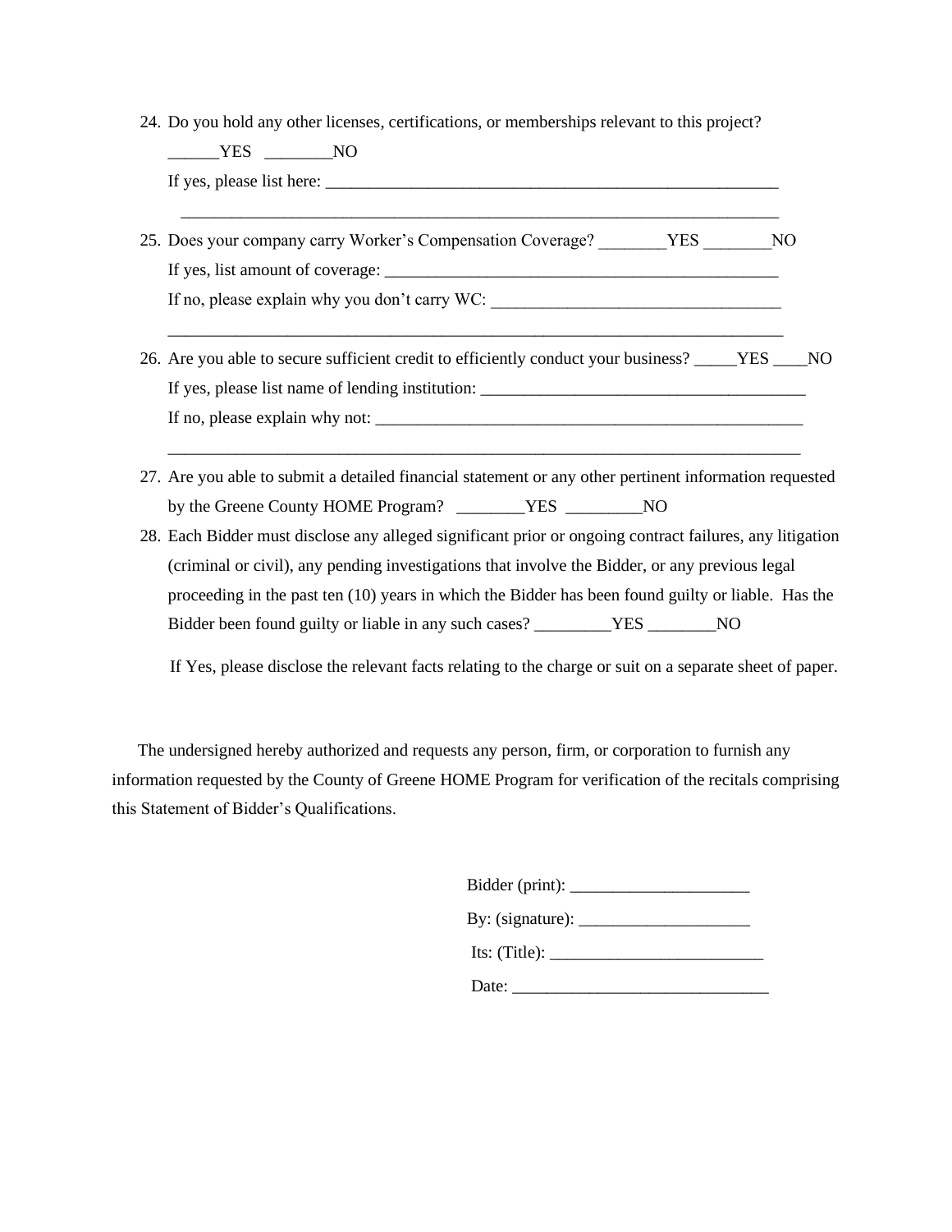24. Do you hold any other licenses, certifications, or memberships relevant to this project?

    ______YES ________NO

    If yes, please list here: _______________________________________________________

    ________________________________________________________________________

25. Does your company carry Worker's Compensation Coverage? ________YES ________NO

    If yes, list amount of coverage: _______________________________________________

    If no, please explain why you don't carry WC: __________________________________

    ________________________________________________________________________

26. Are you able to secure sufficient credit to efficiently conduct your business? _____YES ____NO

    If yes, please list name of lending institution: ______________________________________

    If no, please explain why not: ___________________________________________________

    ________________________________________________________________________

27. Are you able to submit a detailed financial statement or any other pertinent information requested by the Greene County HOME Program? ________YES _________NO

28. Each Bidder must disclose any alleged significant prior or ongoing contract failures, any litigation (criminal or civil), any pending investigations that involve the Bidder, or any previous legal proceeding in the past ten (10) years in which the Bidder has been found guilty or liable. Has the Bidder been found guilty or liable in any such cases? _________YES ________NO

    If Yes, please disclose the relevant facts relating to the charge or suit on a separate sheet of paper.

The undersigned hereby authorized and requests any person, firm, or corporation to furnish any information requested by the County of Greene HOME Program for verification of the recitals comprising this Statement of Bidder's Qualifications.

Bidder (print): _____________________

By: (signature): ____________________

Its: (Title): _________________________

Date: ______________________________